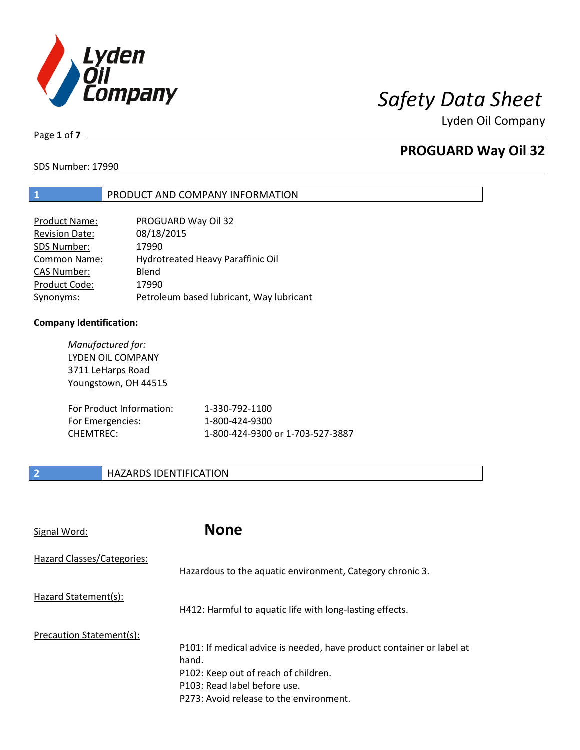# Safety Data Sheet

Lyden Oil Company

## PROGUARD Way Oil 32

SDS Number: 17990

## 1 PRODUCT AND COMPANY INFORMATION

| | |
|---|---|
| Product Name: | PROGUARD Way Oil 32 |
| Revision Date: | 08/18/2015 |
| SDS Number: | 17990 |
| Common Name: | Hydrotreated Heavy Paraffinic Oil |
| CAS Number: | Blend |
| Product Code: | 17990 |
| Synonyms: | Petroleum based lubricant, Way lubricant |

**Company Identification:**

*Manufactured for:*
LYDEN OIL COMPANY
3711 LeHarps Road
Youngstown, OH 44515

| | |
|---|---|
| For Product Information: | 1-330-792-1100 |
| For Emergencies: | 1-800-424-9300 |
| CHEMTREC: | 1-800-424-9300 or 1-703-527-3887 |

## 2 HAZARDS IDENTIFICATION

Signal Word: **None**

Hazard Classes/Categories:
Hazardous to the aquatic environment, Category chronic 3.

Hazard Statement(s):
H412: Harmful to aquatic life with long-lasting effects.

Precaution Statement(s):
P101: If medical advice is needed, have product container or label at hand.
P102: Keep out of reach of children.
P103: Read label before use.
P273: Avoid release to the environment.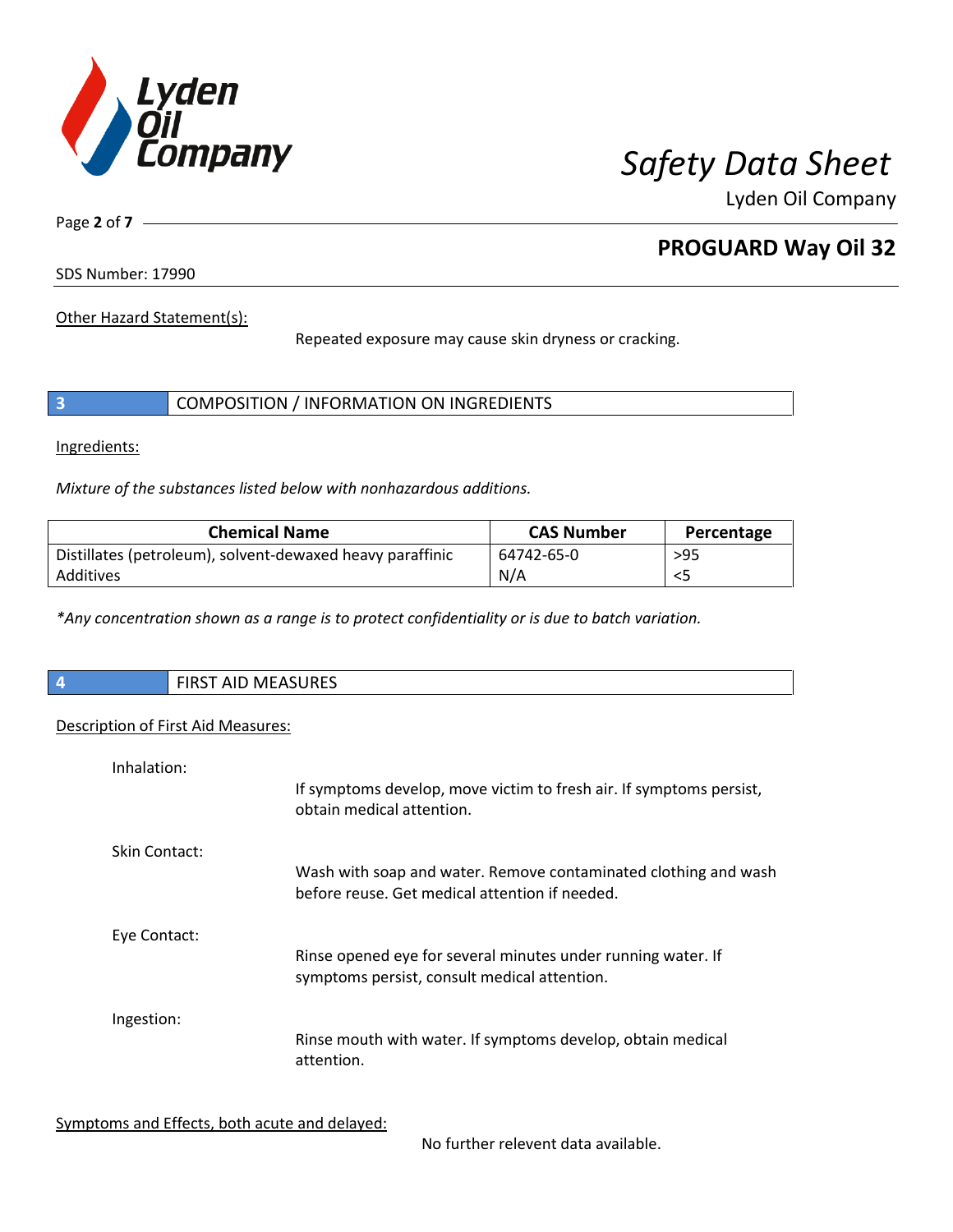Other Hazard Statement(s):

Repeated exposure may cause skin dryness or cracking.

## 3 COMPOSITION / INFORMATION ON INGREDIENTS

Ingredients:

*Mixture of the substances listed below with nonhazardous additions.*

| Chemical Name | CAS Number | Percentage |
|---|---|---|
| Distillates (petroleum), solvent-dewaxed heavy paraffinic | 64742-65-0 | >95 |
| Additives | N/A | <5 |

*\*Any concentration shown as a range is to protect confidentiality or is due to batch variation.*

## 4 FIRST AID MEASURES

Description of First Aid Measures:

Inhalation:

If symptoms develop, move victim to fresh air. If symptoms persist, obtain medical attention.

Skin Contact:

Wash with soap and water. Remove contaminated clothing and wash before reuse. Get medical attention if needed.

Eye Contact:

Rinse opened eye for several minutes under running water. If symptoms persist, consult medical attention.

Ingestion:

Rinse mouth with water. If symptoms develop, obtain medical attention.

Symptoms and Effects, both acute and delayed:

No further relevent data available.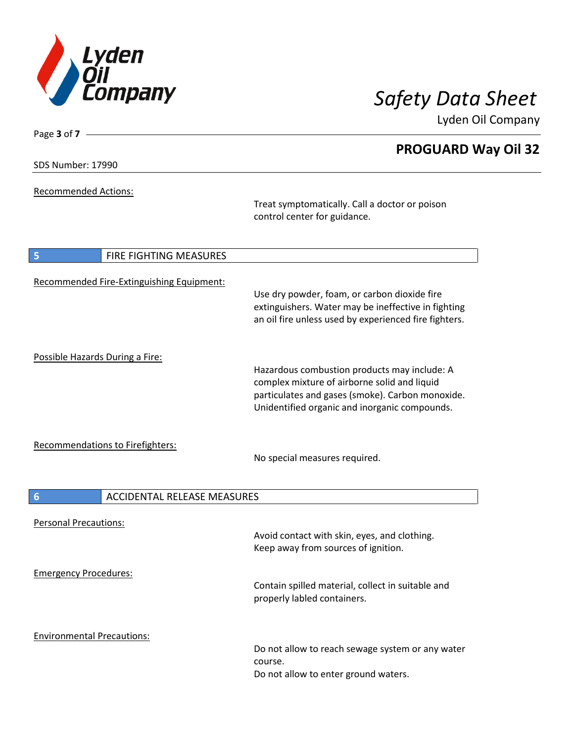Recommended Actions:

Treat symptomatically. Call a doctor or poison control center for guidance.

## 5 FIRE FIGHTING MEASURES

Recommended Fire-Extinguishing Equipment:

Use dry powder, foam, or carbon dioxide fire extinguishers. Water may be ineffective in fighting an oil fire unless used by experienced fire fighters.

Possible Hazards During a Fire:

Hazardous combustion products may include: A complex mixture of airborne solid and liquid particulates and gases (smoke). Carbon monoxide. Unidentified organic and inorganic compounds.

Recommendations to Firefighters:

No special measures required.

## 6 ACCIDENTAL RELEASE MEASURES

Personal Precautions:

Avoid contact with skin, eyes, and clothing.
Keep away from sources of ignition.

Emergency Procedures:

Contain spilled material, collect in suitable and properly labled containers.

Environmental Precautions:

Do not allow to reach sewage system or any water course.
Do not allow to enter ground waters.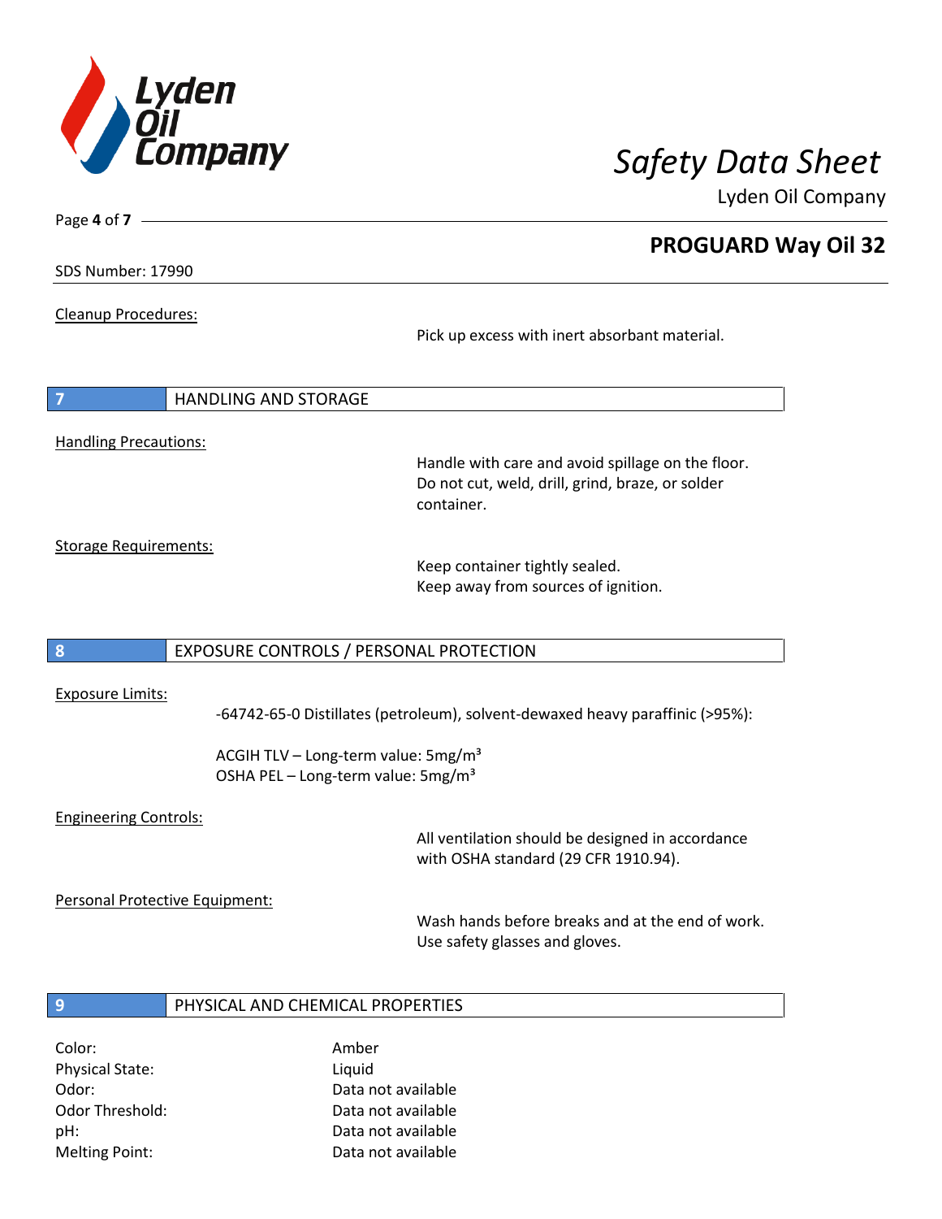Cleanup Procedures:

Pick up excess with inert absorbant material.

## 7 HANDLING AND STORAGE

Handling Precautions:

Handle with care and avoid spillage on the floor. Do not cut, weld, drill, grind, braze, or solder container.

Storage Requirements:

Keep container tightly sealed.
Keep away from sources of ignition.

## 8 EXPOSURE CONTROLS / PERSONAL PROTECTION

Exposure Limits:

-64742-65-0 Distillates (petroleum), solvent-dewaxed heavy paraffinic (>95%):

ACGIH TLV – Long-term value: 5mg/m³
OSHA PEL – Long-term value: 5mg/m³

Engineering Controls:

All ventilation should be designed in accordance with OSHA standard (29 CFR 1910.94).

Personal Protective Equipment:

Wash hands before breaks and at the end of work.
Use safety glasses and gloves.

## 9 PHYSICAL AND CHEMICAL PROPERTIES

| | |
|---|---|
| Color: | Amber |
| Physical State: | Liquid |
| Odor: | Data not available |
| Odor Threshold: | Data not available |
| pH: | Data not available |
| Melting Point: | Data not available |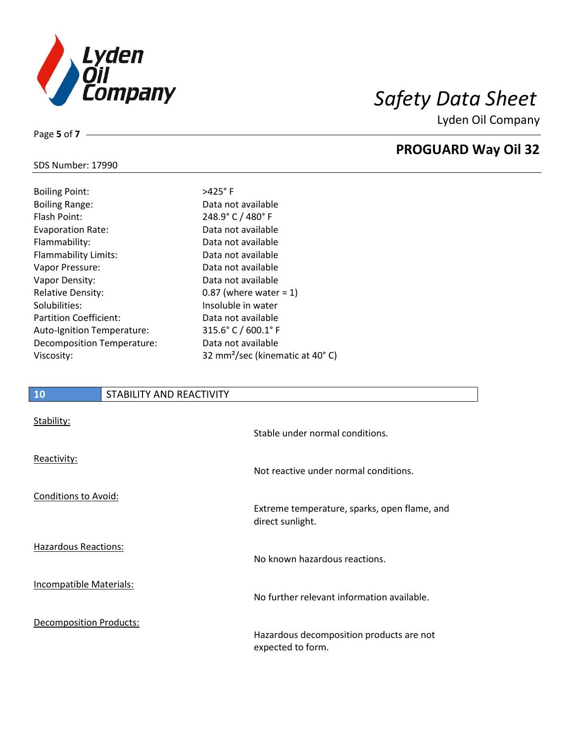| | |
|---|---|
| Boiling Point: | >425° F |
| Boiling Range: | Data not available |
| Flash Point: | 248.9° C / 480° F |
| Evaporation Rate: | Data not available |
| Flammability: | Data not available |
| Flammability Limits: | Data not available |
| Vapor Pressure: | Data not available |
| Vapor Density: | Data not available |
| Relative Density: | 0.87 (where water = 1) |
| Solubilities: | Insoluble in water |
| Partition Coefficient: | Data not available |
| Auto-Ignition Temperature: | 315.6° C / 600.1° F |
| Decomposition Temperature: | Data not available |
| Viscosity: | 32 $mm^2$/sec (kinematic at 40° C) |

## 10 STABILITY AND REACTIVITY

Stability:

Stable under normal conditions.

Reactivity:

Not reactive under normal conditions.

Conditions to Avoid:

Extreme temperature, sparks, open flame, and direct sunlight.

Hazardous Reactions:

No known hazardous reactions.

Incompatible Materials:

No further relevant information available.

Decomposition Products:

Hazardous decomposition products are not expected to form.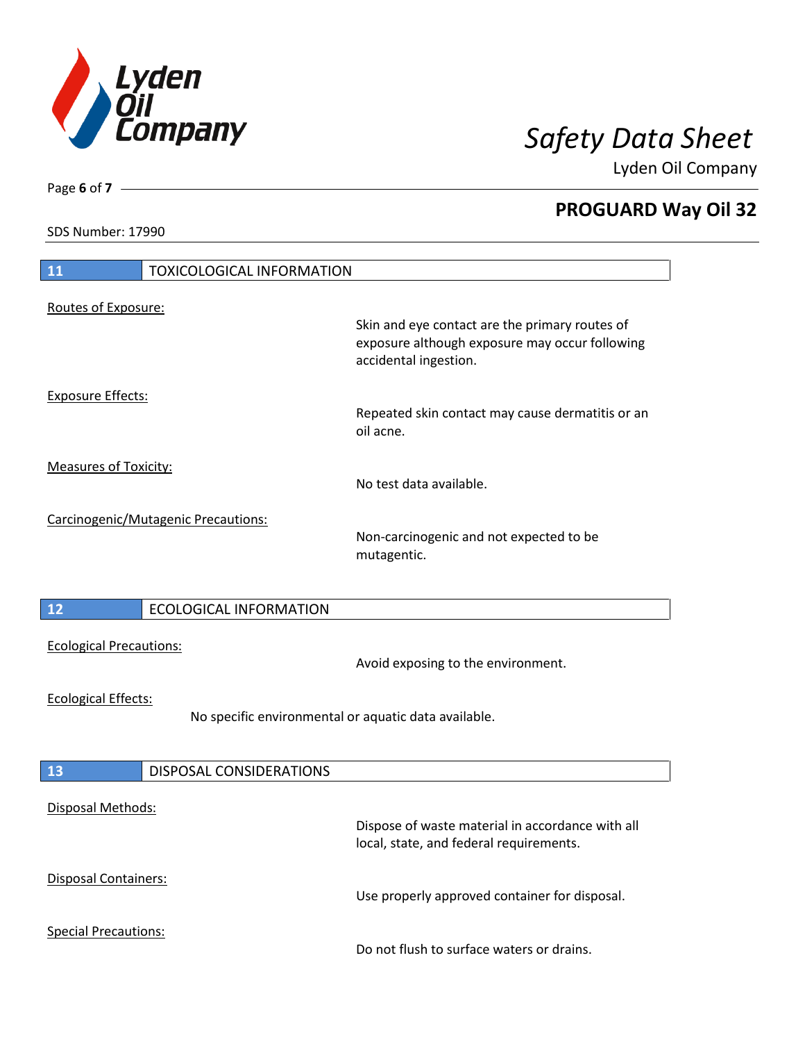## 11 TOXICOLOGICAL INFORMATION

Routes of Exposure:

Skin and eye contact are the primary routes of exposure although exposure may occur following accidental ingestion.

Exposure Effects:

Repeated skin contact may cause dermatitis or an oil acne.

Measures of Toxicity:

No test data available.

Carcinogenic/Mutagenic Precautions:

Non-carcinogenic and not expected to be mutagentic.

## 12 ECOLOGICAL INFORMATION

Ecological Precautions:

Avoid exposing to the environment.

Ecological Effects:

No specific environmental or aquatic data available.

## 13 DISPOSAL CONSIDERATIONS

Disposal Methods:

Dispose of waste material in accordance with all local, state, and federal requirements.

Disposal Containers:

Use properly approved container for disposal.

Special Precautions:

Do not flush to surface waters or drains.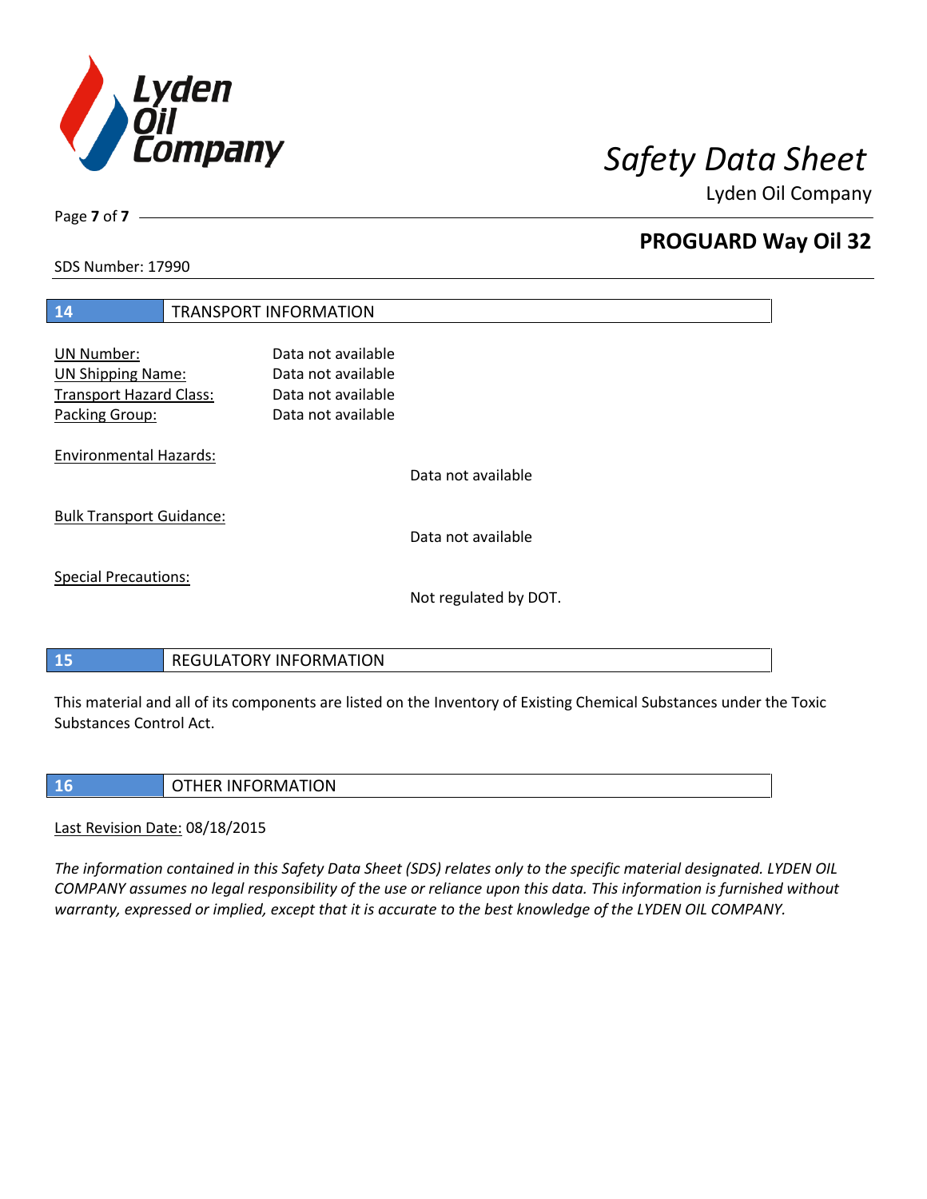## 14 TRANSPORT INFORMATION

| | |
|---|---|
| UN Number: | Data not available |
| UN Shipping Name: | Data not available |
| Transport Hazard Class: | Data not available |
| Packing Group: | Data not available |

Environmental Hazards:

Data not available

Bulk Transport Guidance:

Data not available

Special Precautions:

Not regulated by DOT.

## 15 REGULATORY INFORMATION

This material and all of its components are listed on the Inventory of Existing Chemical Substances under the Toxic Substances Control Act.

## 16 OTHER INFORMATION

Last Revision Date: 08/18/2015

*The information contained in this Safety Data Sheet (SDS) relates only to the specific material designated. LYDEN OIL COMPANY assumes no legal responsibility of the use or reliance upon this data. This information is furnished without warranty, expressed or implied, except that it is accurate to the best knowledge of the LYDEN OIL COMPANY.*